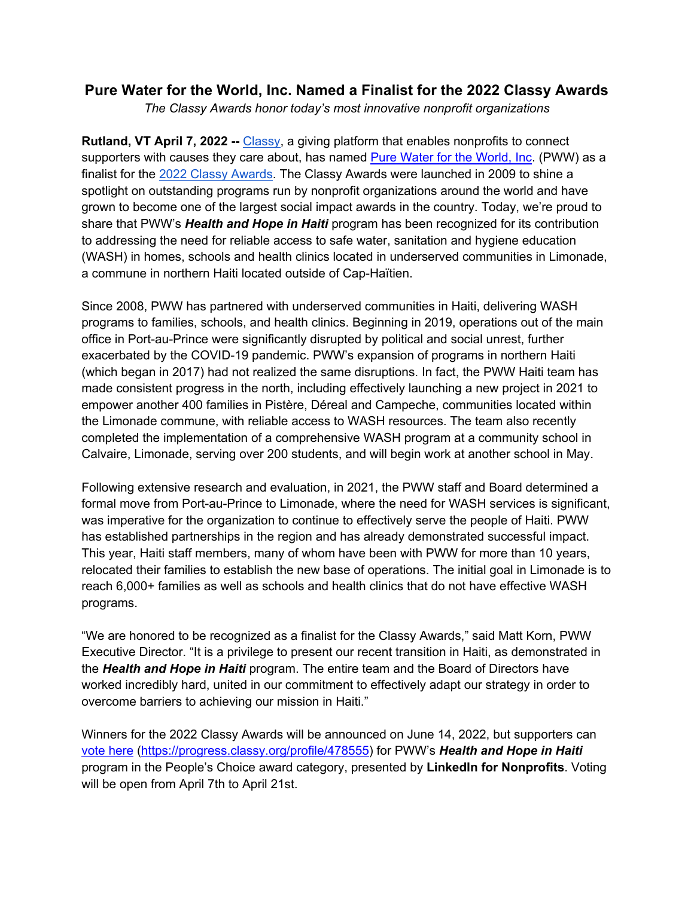# Pure Water for the World, Inc. Named a Finalist for the 2022 Classy Awards

*The Classy Awards honor today's most innovative nonprofit organizations*

**Rutland, VT April 7, 2022 --** Classy, a giving platform that enables nonprofits to connect supporters with causes they care about, has named Pure Water for the World, Inc. (PWW) as a finalist for the 2022 Classy Awards. The Classy Awards were launched in 2009 to shine a spotlight on outstanding programs run by nonprofit organizations around the world and have grown to become one of the largest social impact awards in the country. Today, we're proud to share that PWW's ***Health and Hope in Haiti*** program has been recognized for its contribution to addressing the need for reliable access to safe water, sanitation and hygiene education (WASH) in homes, schools and health clinics located in underserved communities in Limonade, a commune in northern Haiti located outside of Cap-Haïtien.

Since 2008, PWW has partnered with underserved communities in Haiti, delivering WASH programs to families, schools, and health clinics. Beginning in 2019, operations out of the main office in Port-au-Prince were significantly disrupted by political and social unrest, further exacerbated by the COVID-19 pandemic. PWW's expansion of programs in northern Haiti (which began in 2017) had not realized the same disruptions. In fact, the PWW Haiti team has made consistent progress in the north, including effectively launching a new project in 2021 to empower another 400 families in Pistère, Déreal and Campeche, communities located within the Limonade commune, with reliable access to WASH resources. The team also recently completed the implementation of a comprehensive WASH program at a community school in Calvaire, Limonade, serving over 200 students, and will begin work at another school in May.

Following extensive research and evaluation, in 2021, the PWW staff and Board determined a formal move from Port-au-Prince to Limonade, where the need for WASH services is significant, was imperative for the organization to continue to effectively serve the people of Haiti. PWW has established partnerships in the region and has already demonstrated successful impact. This year, Haiti staff members, many of whom have been with PWW for more than 10 years, relocated their families to establish the new base of operations. The initial goal in Limonade is to reach 6,000+ families as well as schools and health clinics that do not have effective WASH programs.

"We are honored to be recognized as a finalist for the Classy Awards," said Matt Korn, PWW Executive Director. "It is a privilege to present our recent transition in Haiti, as demonstrated in the ***Health and Hope in Haiti*** program. The entire team and the Board of Directors have worked incredibly hard, united in our commitment to effectively adapt our strategy in order to overcome barriers to achieving our mission in Haiti."

Winners for the 2022 Classy Awards will be announced on June 14, 2022, but supporters can vote here (https://progress.classy.org/profile/478555) for PWW's ***Health and Hope in Haiti*** program in the People's Choice award category, presented by **LinkedIn for Nonprofits**. Voting will be open from April 7th to April 21st.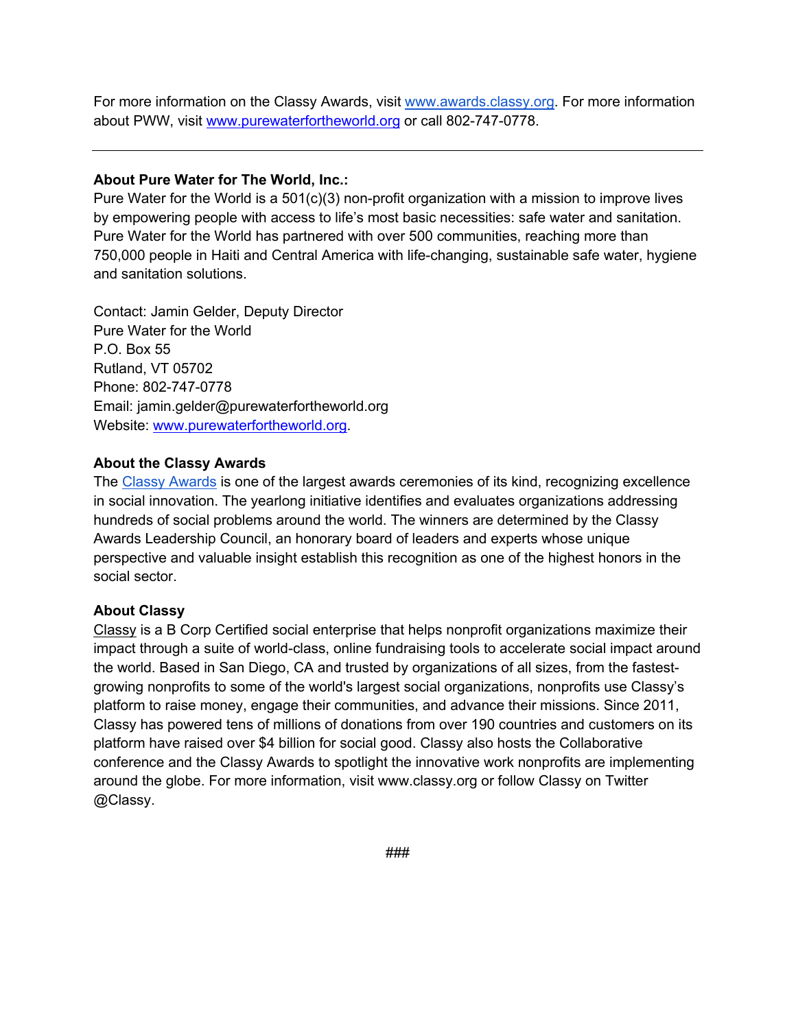For more information on the Classy Awards, visit [www.awards.classy.org](http://www.awards.classy.org). For more information about PWW, visit [www.purewaterfortheworld.org](http://www.purewaterfortheworld.org) or call 802-747-0778.

---

**About Pure Water for The World, Inc.:**
Pure Water for the World is a 501(c)(3) non-profit organization with a mission to improve lives by empowering people with access to life's most basic necessities: safe water and sanitation. Pure Water for the World has partnered with over 500 communities, reaching more than 750,000 people in Haiti and Central America with life-changing, sustainable safe water, hygiene and sanitation solutions.

Contact: Jamin Gelder, Deputy Director
Pure Water for the World
P.O. Box 55
Rutland, VT 05702
Phone: 802-747-0778
Email: jamin.gelder@purewaterfortheworld.org
Website: [www.purewaterfortheworld.org](http://www.purewaterfortheworld.org).

**About the Classy Awards**
The Classy Awards is one of the largest awards ceremonies of its kind, recognizing excellence in social innovation. The yearlong initiative identifies and evaluates organizations addressing hundreds of social problems around the world. The winners are determined by the Classy Awards Leadership Council, an honorary board of leaders and experts whose unique perspective and valuable insight establish this recognition as one of the highest honors in the social sector.

**About Classy**
Classy is a B Corp Certified social enterprise that helps nonprofit organizations maximize their impact through a suite of world-class, online fundraising tools to accelerate social impact around the world. Based in San Diego, CA and trusted by organizations of all sizes, from the fastest-growing nonprofits to some of the world's largest social organizations, nonprofits use Classy's platform to raise money, engage their communities, and advance their missions. Since 2011, Classy has powered tens of millions of donations from over 190 countries and customers on its platform have raised over $4 billion for social good. Classy also hosts the Collaborative conference and the Classy Awards to spotlight the innovative work nonprofits are implementing around the globe. For more information, visit www.classy.org or follow Classy on Twitter @Classy.

###